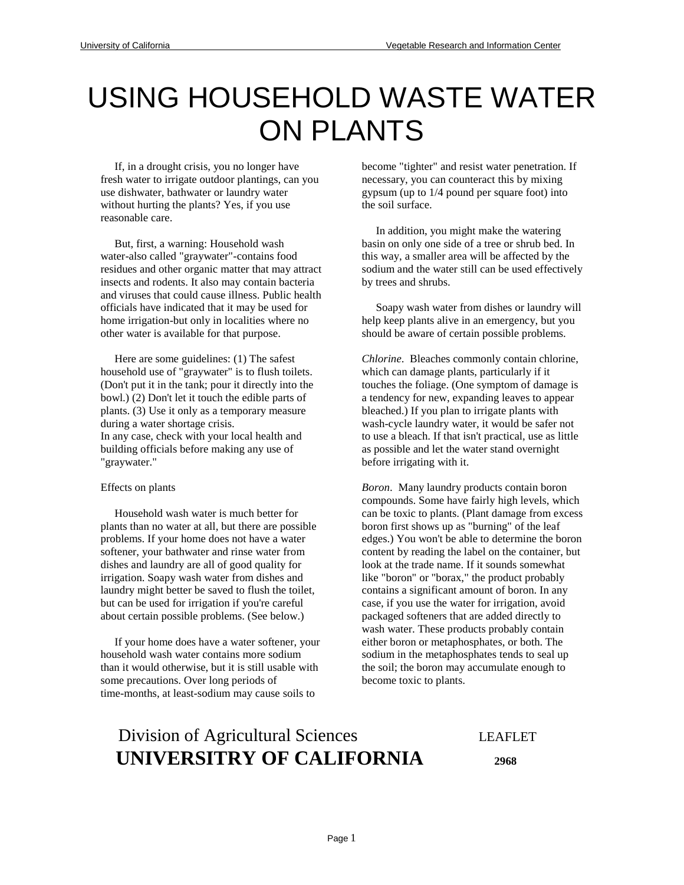# USING HOUSEHOLD WASTE WATER ON PLANTS

If, in a drought crisis, you no longer have fresh water to irrigate outdoor plantings, can you use dishwater, bathwater or laundry water without hurting the plants? Yes, if you use reasonable care.

But, first, a warning: Household wash water-also called "graywater"-contains food residues and other organic matter that may attract insects and rodents. It also may contain bacteria and viruses that could cause illness. Public health officials have indicated that it may be used for home irrigation-but only in localities where no other water is available for that purpose.

Here are some guidelines: (1) The safest household use of "graywater" is to flush toilets. (Don't put it in the tank; pour it directly into the bowl.) (2) Don't let it touch the edible parts of plants. (3) Use it only as a temporary measure during a water shortage crisis.
In any case, check with your local health and building officials before making any use of "graywater."

Effects on plants

Household wash water is much better for plants than no water at all, but there are possible problems. If your home does not have a water softener, your bathwater and rinse water from dishes and laundry are all of good quality for irrigation. Soapy wash water from dishes and laundry might better be saved to flush the toilet, but can be used for irrigation if you're careful about certain possible problems. (See below.)

If your home does have a water softener, your household wash water contains more sodium than it would otherwise, but it is still usable with some precautions. Over long periods of time-months, at least-sodium may cause soils to become "tighter" and resist water penetration. If necessary, you can counteract this by mixing gypsum (up to 1/4 pound per square foot) into the soil surface.

In addition, you might make the watering basin on only one side of a tree or shrub bed. In this way, a smaller area will be affected by the sodium and the water still can be used effectively by trees and shrubs.

Soapy wash water from dishes or laundry will help keep plants alive in an emergency, but you should be aware of certain possible problems.

*Chlorine*. Bleaches commonly contain chlorine, which can damage plants, particularly if it touches the foliage. (One symptom of damage is a tendency for new, expanding leaves to appear bleached.) If you plan to irrigate plants with wash-cycle laundry water, it would be safer not to use a bleach. If that isn't practical, use as little as possible and let the water stand overnight before irrigating with it.

*Boron*. Many laundry products contain boron compounds. Some have fairly high levels, which can be toxic to plants. (Plant damage from excess boron first shows up as "burning" of the leaf edges.) You won't be able to determine the boron content by reading the label on the container, but look at the trade name. If it sounds somewhat like "boron" or "borax," the product probably contains a significant amount of boron. In any case, if you use the water for irrigation, avoid packaged softeners that are added directly to wash water. These products probably contain either boron or metaphosphates, or both. The sodium in the metaphosphates tends to seal up the soil; the boron may accumulate enough to become toxic to plants.

Division of Agricultural Sciences
**UNIVERSITRY OF CALIFORNIA**

LEAFLET
**2968**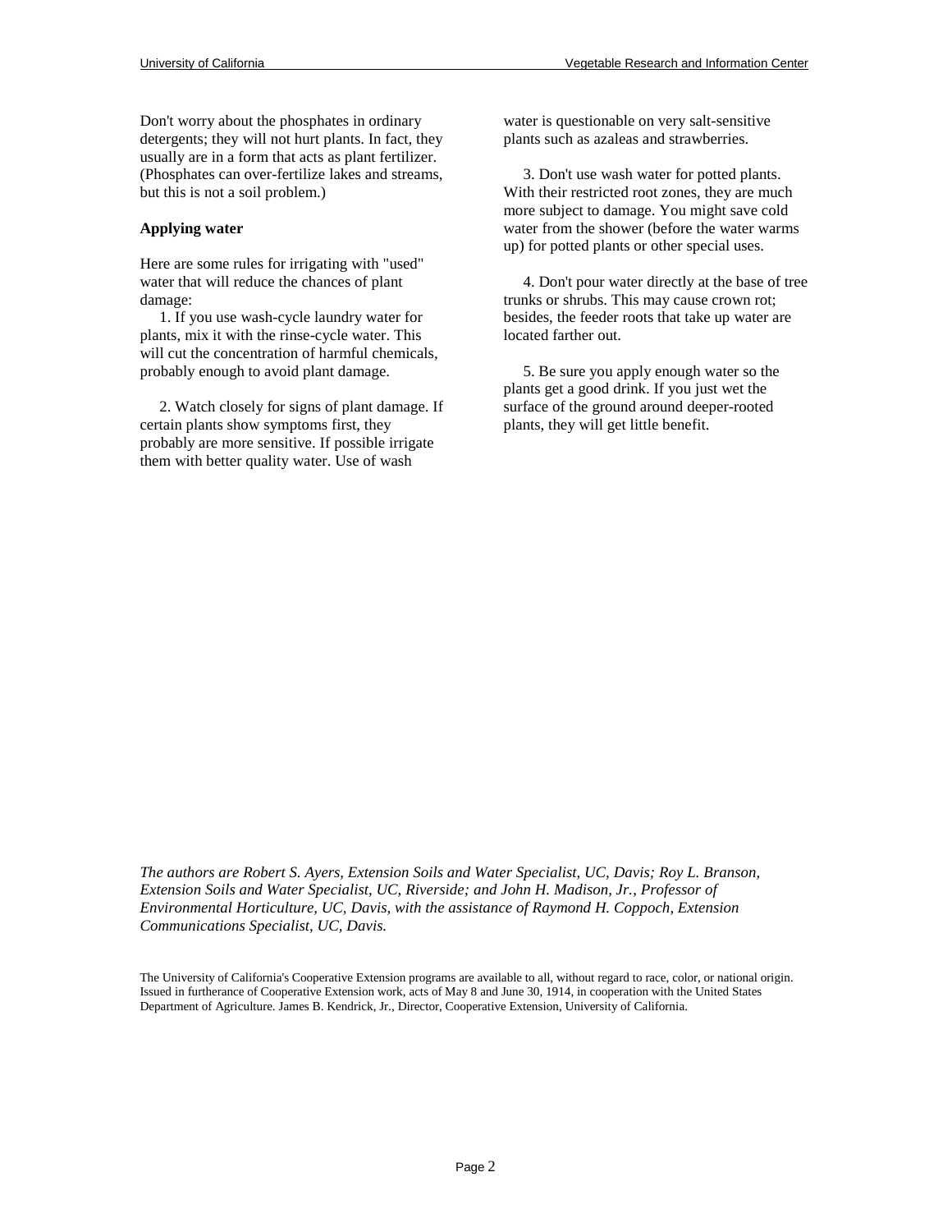Don't worry about the phosphates in ordinary detergents; they will not hurt plants. In fact, they usually are in a form that acts as plant fertilizer. (Phosphates can over-fertilize lakes and streams, but this is not a soil problem.)

**Applying water**

Here are some rules for irrigating with "used" water that will reduce the chances of plant damage:

1. If you use wash-cycle laundry water for plants, mix it with the rinse-cycle water. This will cut the concentration of harmful chemicals, probably enough to avoid plant damage.

2. Watch closely for signs of plant damage. If certain plants show symptoms first, they probably are more sensitive. If possible irrigate them with better quality water. Use of wash water is questionable on very salt-sensitive plants such as azaleas and strawberries.

3. Don't use wash water for potted plants. With their restricted root zones, they are much more subject to damage. You might save cold water from the shower (before the water warms up) for potted plants or other special uses.

4. Don't pour water directly at the base of tree trunks or shrubs. This may cause crown rot; besides, the feeder roots that take up water are located farther out.

5. Be sure you apply enough water so the plants get a good drink. If you just wet the surface of the ground around deeper-rooted plants, they will get little benefit.

*The authors are Robert S. Ayers, Extension Soils and Water Specialist, UC, Davis; Roy L. Branson, Extension Soils and Water Specialist, UC, Riverside; and John H. Madison, Jr., Professor of Environmental Horticulture, UC, Davis, with the assistance of Raymond H. Coppoch, Extension Communications Specialist, UC, Davis.*

The University of California's Cooperative Extension programs are available to all, without regard to race, color, or national origin. Issued in furtherance of Cooperative Extension work, acts of May 8 and June 30, 1914, in cooperation with the United States Department of Agriculture. James B. Kendrick, Jr., Director, Cooperative Extension, University of California.